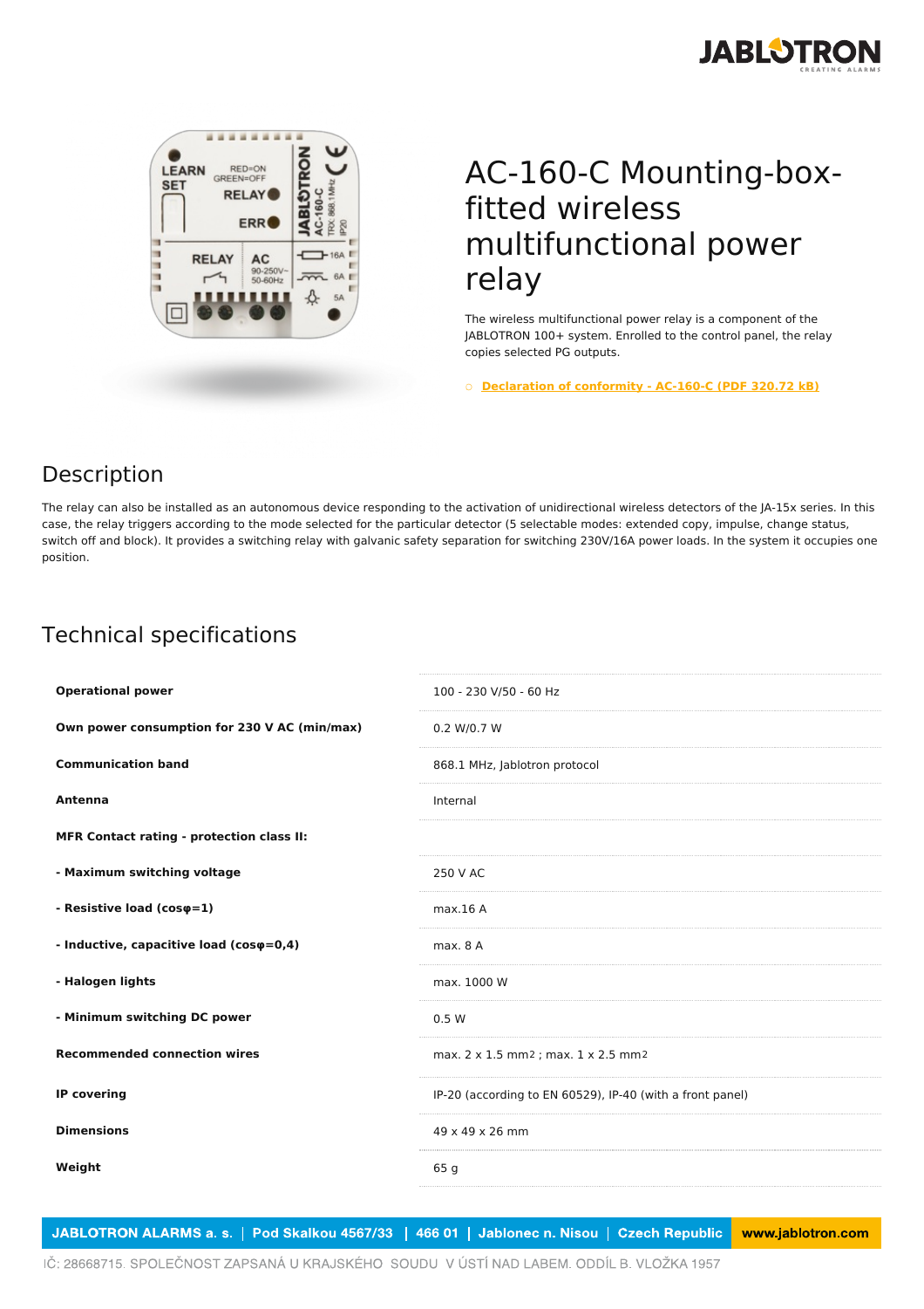# AC-160-C Mounting-box-fitted wireless multifunctional power relay

The wireless multifunctional power relay is a component of the JABLOTRON 100+ system. Enrolled to the control panel, the relay copies selected PG outputs.

- [Declaration of conformity - AC-160-C (PDF 320.72 kB)]

## Description

The relay can also be installed as an autonomous device responding to the activation of unidirectional wireless detectors of the JA-15x series. In this case, the relay triggers according to the mode selected for the particular detector (5 selectable modes: extended copy, impulse, change status, switch off and block). It provides a switching relay with galvanic safety separation for switching 230V/16A power loads. In the system it occupies one position.

## Technical specifications

| | |
|---|---|
| **Operational power** | 100 - 230 V/50 - 60 Hz |
| **Own power consumption for 230 V AC (min/max)** | 0.2 W/0.7 W |
| **Communication band** | 868.1 MHz, Jablotron protocol |
| **Antenna** | Internal |
| **MFR Contact rating - protection class II:** | |
| **- Maximum switching voltage** | 250 V AC |
| **- Resistive load (cosφ=1)** | max.16 A |
| **- Inductive, capacitive load (cosφ=0,4)** | max. 8 A |
| **- Halogen lights** | max. 1000 W |
| **- Minimum switching DC power** | 0.5 W |
| **Recommended connection wires** | max. 2 x 1.5 mm2 ; max. 1 x 2.5 mm2 |
| **IP covering** | IP-20 (according to EN 60529), IP-40 (with a front panel) |
| **Dimensions** | 49 x 49 x 26 mm |
| **Weight** | 65 g |

JABLOTRON ALARMS a. s. | Pod Skalkou 4567/33 | 466 01 | Jablonec n. Nisou | Czech Republic | www.jablotron.com

IČ: 28668715. SPOLEČNOST ZAPSANÁ U KRAJSKÉHO SOUDU V ÚSTÍ NAD LABEM. ODDÍL B. VLOŽKA 1957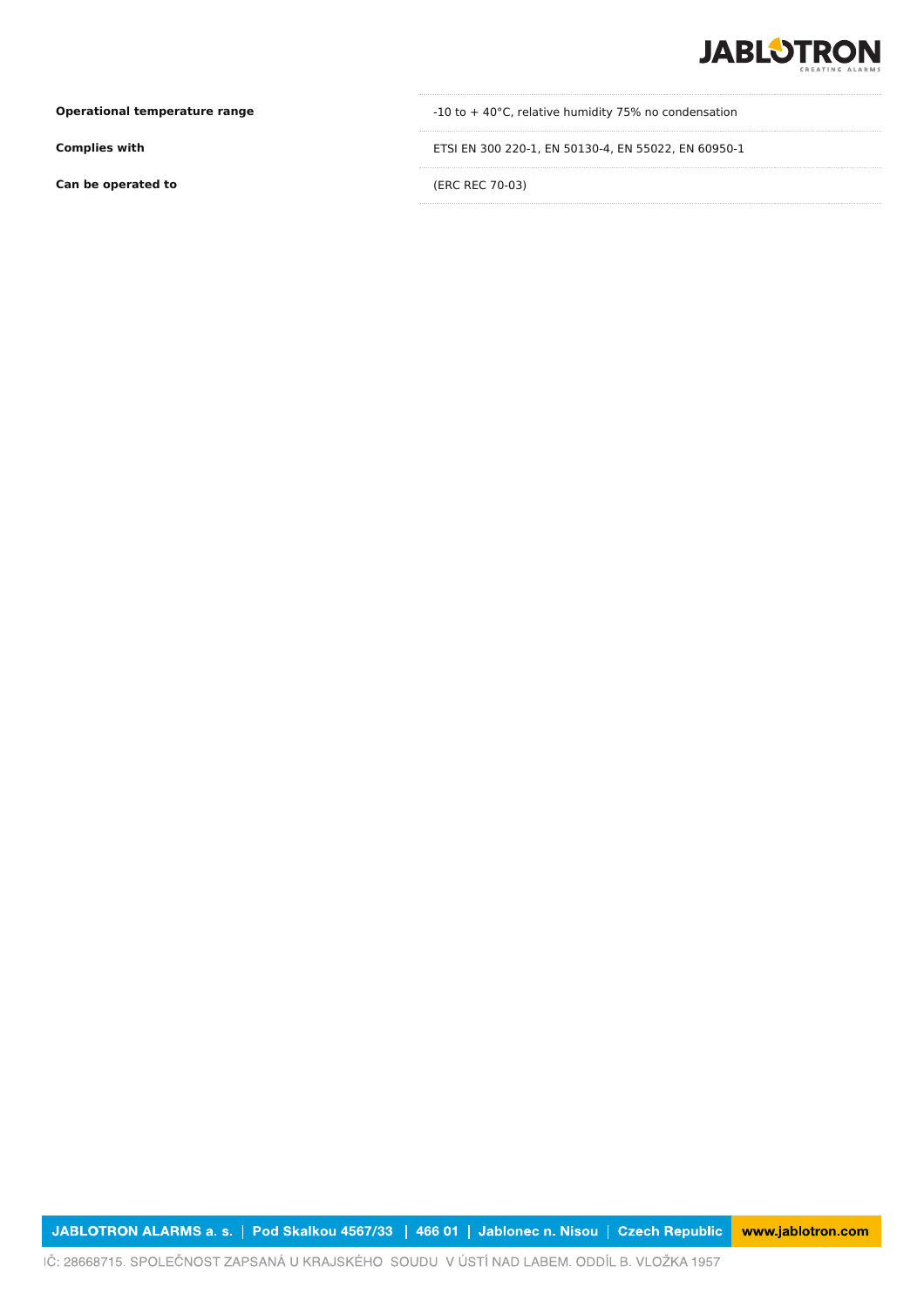| | |
|---|---|
| **Operational temperature range** | -10 to + 40°C, relative humidity 75% no condensation |
| **Complies with** | ETSI EN 300 220-1, EN 50130-4, EN 55022, EN 60950-1 |
| **Can be operated to** | (ERC REC 70-03) |